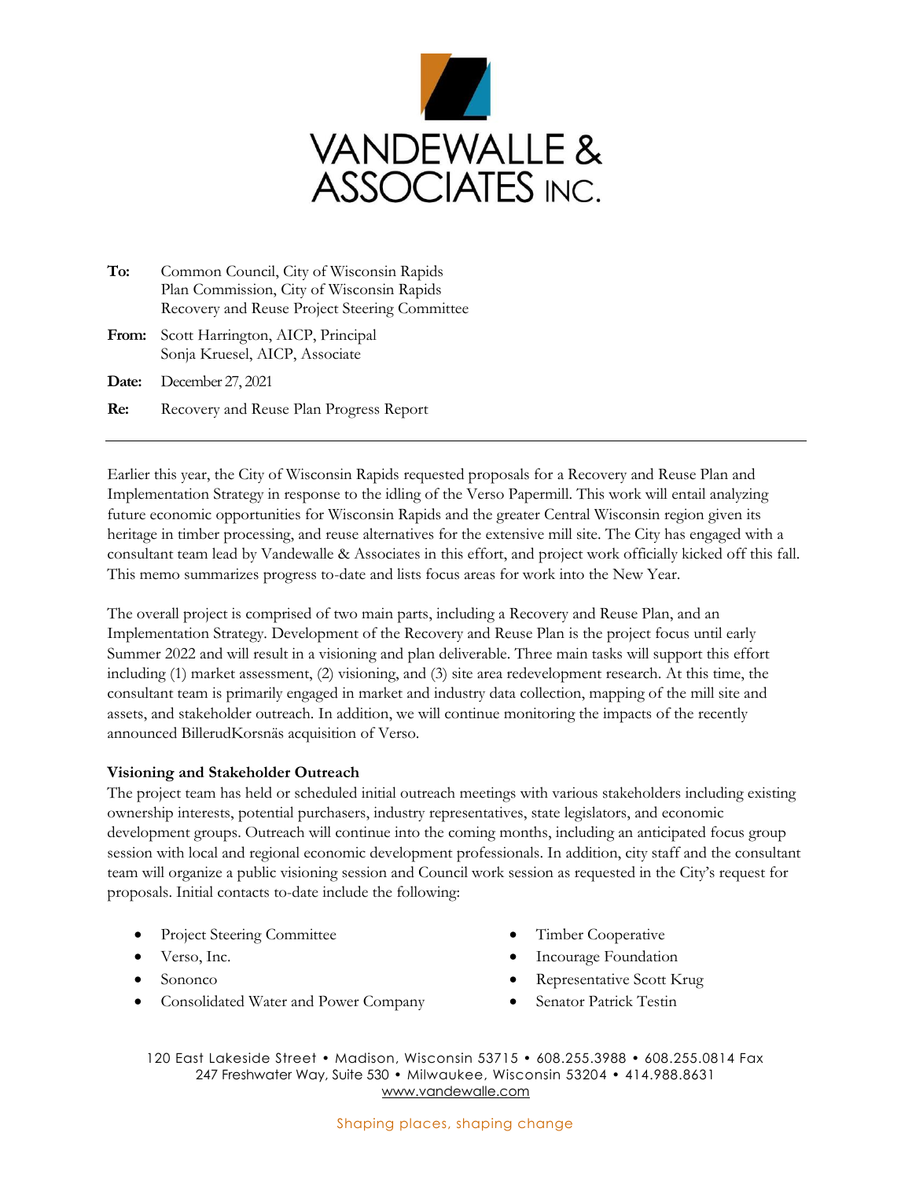# VANDEWALLE & ASSOCIATES INC.

**To:** Common Council, City of Wisconsin Rapids
Plan Commission, City of Wisconsin Rapids
Recovery and Reuse Project Steering Committee

**From:** Scott Harrington, AICP, Principal
Sonja Kruesel, AICP, Associate

**Date:** December 27, 2021

**Re:** Recovery and Reuse Plan Progress Report

---

Earlier this year, the City of Wisconsin Rapids requested proposals for a Recovery and Reuse Plan and Implementation Strategy in response to the idling of the Verso Papermill. This work will entail analyzing future economic opportunities for Wisconsin Rapids and the greater Central Wisconsin region given its heritage in timber processing, and reuse alternatives for the extensive mill site. The City has engaged with a consultant team lead by Vandewalle & Associates in this effort, and project work officially kicked off this fall. This memo summarizes progress to-date and lists focus areas for work into the New Year.

The overall project is comprised of two main parts, including a Recovery and Reuse Plan, and an Implementation Strategy. Development of the Recovery and Reuse Plan is the project focus until early Summer 2022 and will result in a visioning and plan deliverable. Three main tasks will support this effort including (1) market assessment, (2) visioning, and (3) site area redevelopment research. At this time, the consultant team is primarily engaged in market and industry data collection, mapping of the mill site and assets, and stakeholder outreach. In addition, we will continue monitoring the impacts of the recently announced BillerudKorsnäs acquisition of Verso.

**Visioning and Stakeholder Outreach**

The project team has held or scheduled initial outreach meetings with various stakeholders including existing ownership interests, potential purchasers, industry representatives, state legislators, and economic development groups. Outreach will continue into the coming months, including an anticipated focus group session with local and regional economic development professionals. In addition, city staff and the consultant team will organize a public visioning session and Council work session as requested in the City's request for proposals. Initial contacts to-date include the following:

- Project Steering Committee
- Verso, Inc.
- Sononco
- Consolidated Water and Power Company
- Timber Cooperative
- Incourage Foundation
- Representative Scott Krug
- Senator Patrick Testin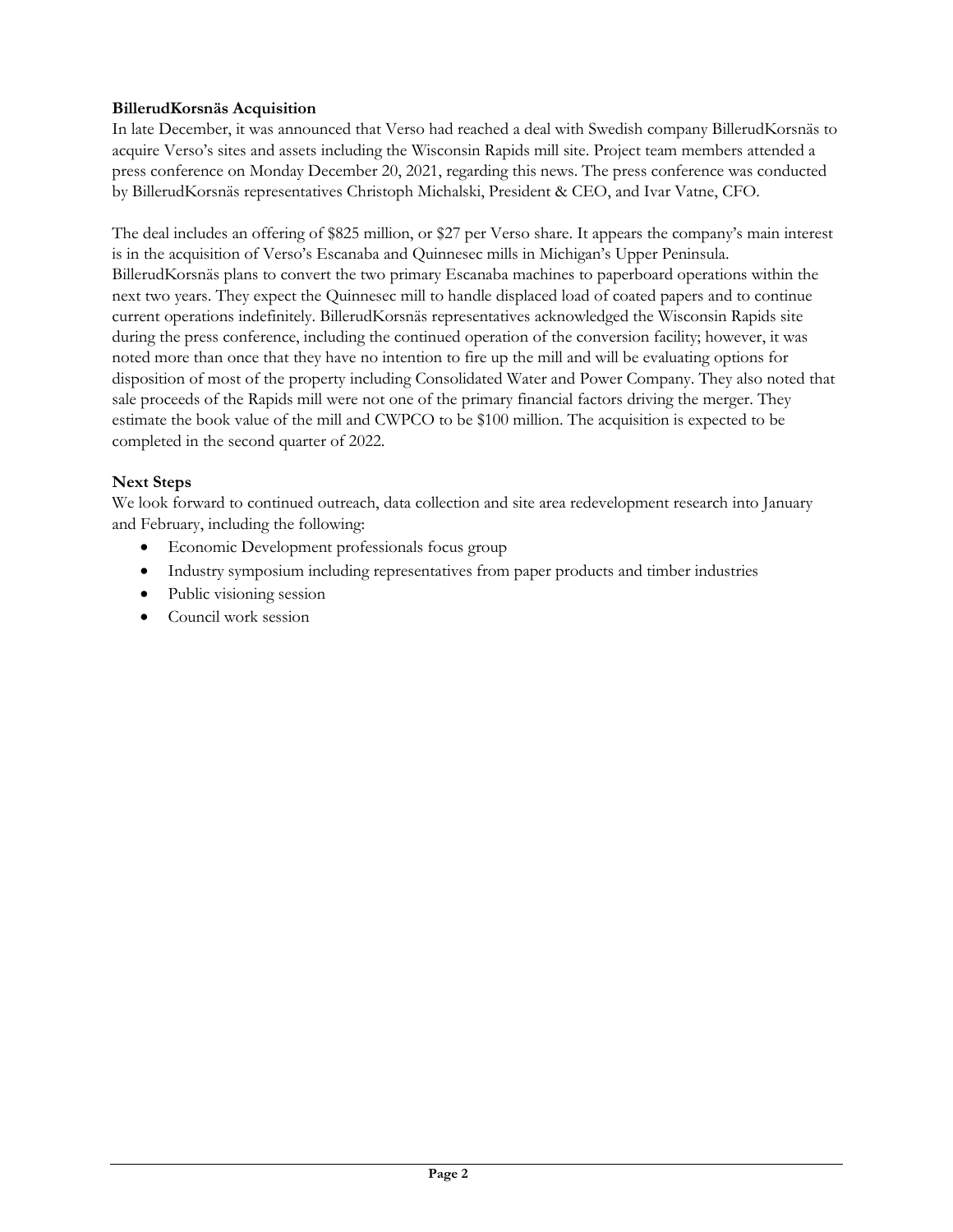**BillerudKorsnäs Acquisition**

In late December, it was announced that Verso had reached a deal with Swedish company BillerudKorsnäs to acquire Verso's sites and assets including the Wisconsin Rapids mill site. Project team members attended a press conference on Monday December 20, 2021, regarding this news. The press conference was conducted by BillerudKorsnäs representatives Christoph Michalski, President & CEO, and Ivar Vatne, CFO.

The deal includes an offering of $825 million, or $27 per Verso share. It appears the company's main interest is in the acquisition of Verso's Escanaba and Quinnesec mills in Michigan's Upper Peninsula. BillerudKorsnäs plans to convert the two primary Escanaba machines to paperboard operations within the next two years. They expect the Quinnesec mill to handle displaced load of coated papers and to continue current operations indefinitely. BillerudKorsnäs representatives acknowledged the Wisconsin Rapids site during the press conference, including the continued operation of the conversion facility; however, it was noted more than once that they have no intention to fire up the mill and will be evaluating options for disposition of most of the property including Consolidated Water and Power Company. They also noted that sale proceeds of the Rapids mill were not one of the primary financial factors driving the merger. They estimate the book value of the mill and CWPCO to be $100 million. The acquisition is expected to be completed in the second quarter of 2022.

**Next Steps**

We look forward to continued outreach, data collection and site area redevelopment research into January and February, including the following:

- Economic Development professionals focus group
- Industry symposium including representatives from paper products and timber industries
- Public visioning session
- Council work session